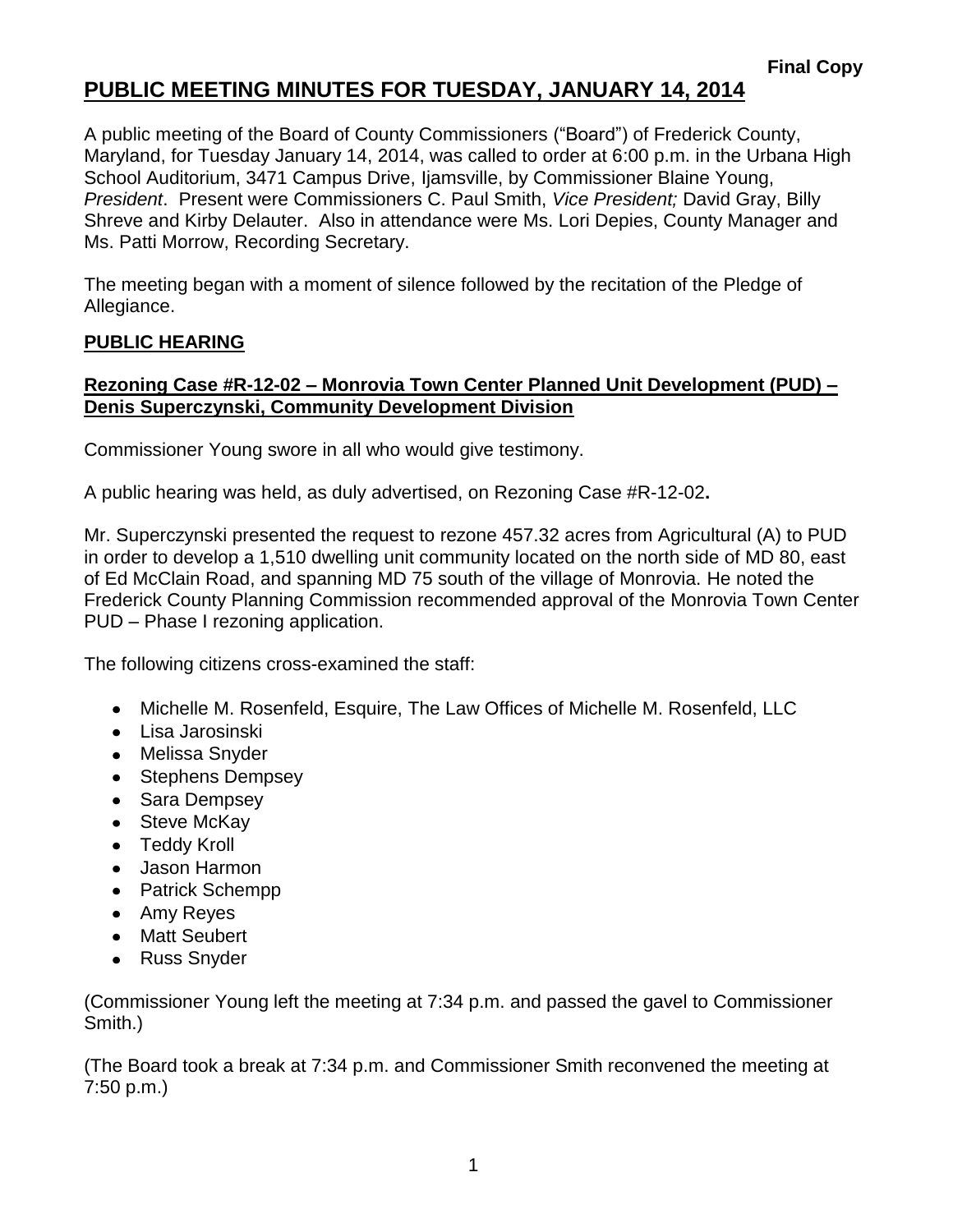**Final Copy**

# PUBLIC MEETING MINUTES FOR TUESDAY, JANUARY 14, 2014

A public meeting of the Board of County Commissioners ("Board") of Frederick County, Maryland, for Tuesday January 14, 2014, was called to order at 6:00 p.m. in the Urbana High School Auditorium, 3471 Campus Drive, Ijamsville, by Commissioner Blaine Young, *President*. Present were Commissioners C. Paul Smith, *Vice President;* David Gray, Billy Shreve and Kirby Delauter. Also in attendance were Ms. Lori Depies, County Manager and Ms. Patti Morrow, Recording Secretary.

The meeting began with a moment of silence followed by the recitation of the Pledge of Allegiance.

## PUBLIC HEARING

### Rezoning Case #R-12-02 – Monrovia Town Center Planned Unit Development (PUD) – Denis Superczynski, Community Development Division

Commissioner Young swore in all who would give testimony.

A public hearing was held, as duly advertised, on Rezoning Case #R-12-02**.**

Mr. Superczynski presented the request to rezone 457.32 acres from Agricultural (A) to PUD in order to develop a 1,510 dwelling unit community located on the north side of MD 80, east of Ed McClain Road, and spanning MD 75 south of the village of Monrovia. He noted the Frederick County Planning Commission recommended approval of the Monrovia Town Center PUD – Phase I rezoning application.

The following citizens cross-examined the staff:

- Michelle M. Rosenfeld, Esquire, The Law Offices of Michelle M. Rosenfeld, LLC
- Lisa Jarosinski
- Melissa Snyder
- Stephens Dempsey
- Sara Dempsey
- Steve McKay
- Teddy Kroll
- Jason Harmon
- Patrick Schempp
- Amy Reyes
- Matt Seubert
- Russ Snyder

(Commissioner Young left the meeting at 7:34 p.m. and passed the gavel to Commissioner Smith.)

(The Board took a break at 7:34 p.m. and Commissioner Smith reconvened the meeting at 7:50 p.m.)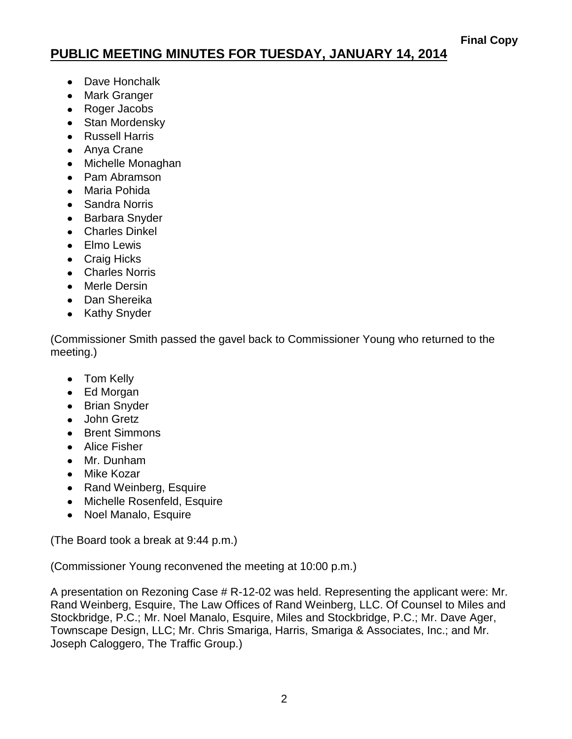**Final Copy**

# PUBLIC MEETING MINUTES FOR TUESDAY, JANUARY 14, 2014

- Dave Honchalk
- Mark Granger
- Roger Jacobs
- Stan Mordensky
- Russell Harris
- Anya Crane
- Michelle Monaghan
- Pam Abramson
- Maria Pohida
- Sandra Norris
- Barbara Snyder
- Charles Dinkel
- Elmo Lewis
- Craig Hicks
- Charles Norris
- Merle Dersin
- Dan Shereika
- Kathy Snyder

(Commissioner Smith passed the gavel back to Commissioner Young who returned to the meeting.)

- Tom Kelly
- Ed Morgan
- Brian Snyder
- John Gretz
- Brent Simmons
- Alice Fisher
- Mr. Dunham
- Mike Kozar
- Rand Weinberg, Esquire
- Michelle Rosenfeld, Esquire
- Noel Manalo, Esquire

(The Board took a break at 9:44 p.m.)

(Commissioner Young reconvened the meeting at 10:00 p.m.)

A presentation on Rezoning Case # R-12-02 was held. Representing the applicant were: Mr. Rand Weinberg, Esquire, The Law Offices of Rand Weinberg, LLC. Of Counsel to Miles and Stockbridge, P.C.; Mr. Noel Manalo, Esquire, Miles and Stockbridge, P.C.; Mr. Dave Ager, Townscape Design, LLC; Mr. Chris Smariga, Harris, Smariga & Associates, Inc.; and Mr. Joseph Caloggero, The Traffic Group.)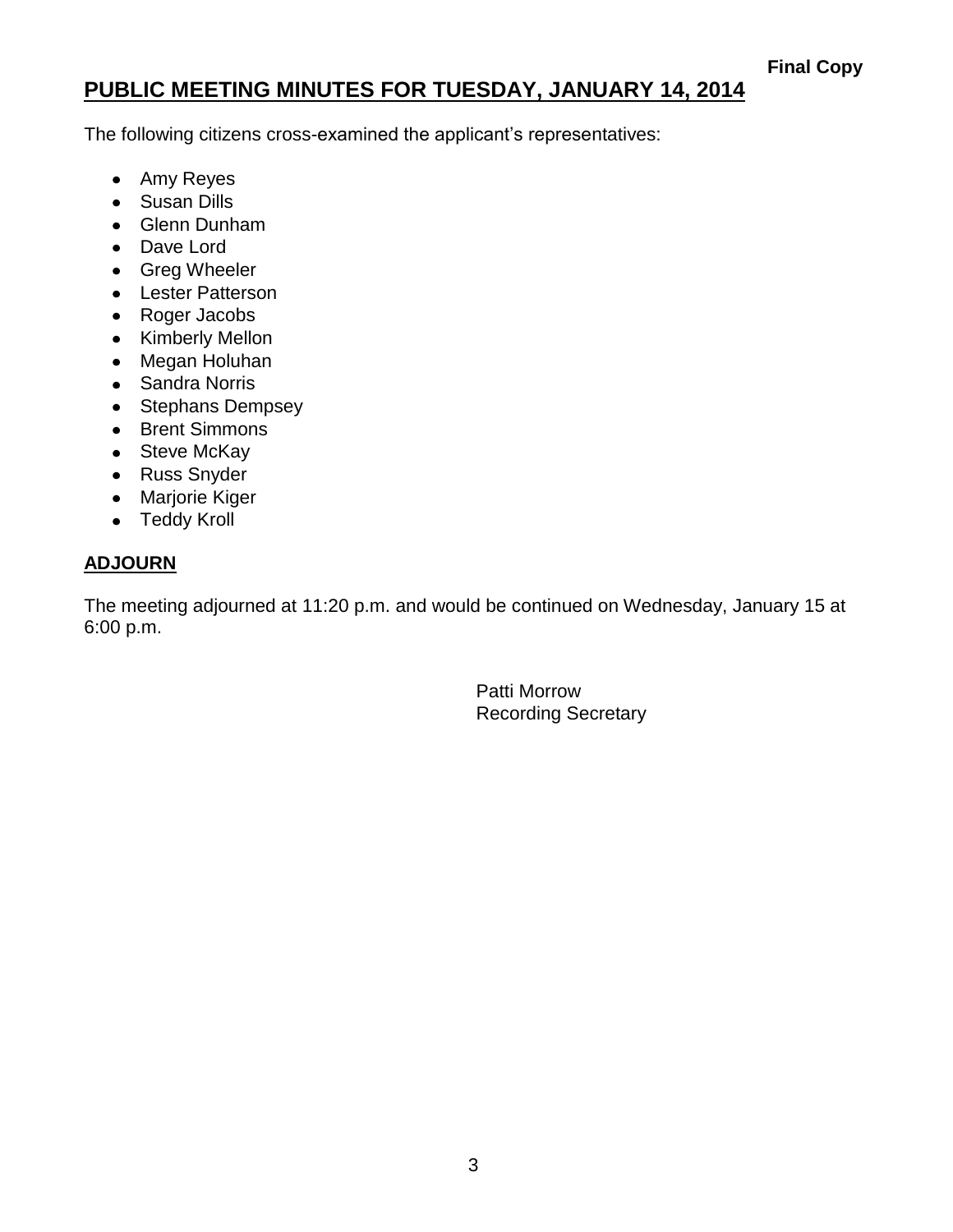**Final Copy**

# PUBLIC MEETING MINUTES FOR TUESDAY, JANUARY 14, 2014

The following citizens cross-examined the applicant's representatives:

- Amy Reyes
- Susan Dills
- Glenn Dunham
- Dave Lord
- Greg Wheeler
- Lester Patterson
- Roger Jacobs
- Kimberly Mellon
- Megan Holuhan
- Sandra Norris
- Stephans Dempsey
- Brent Simmons
- Steve McKay
- Russ Snyder
- Marjorie Kiger
- Teddy Kroll

## ADJOURN

The meeting adjourned at 11:20 p.m. and would be continued on Wednesday, January 15 at 6:00 p.m.

Patti Morrow
Recording Secretary